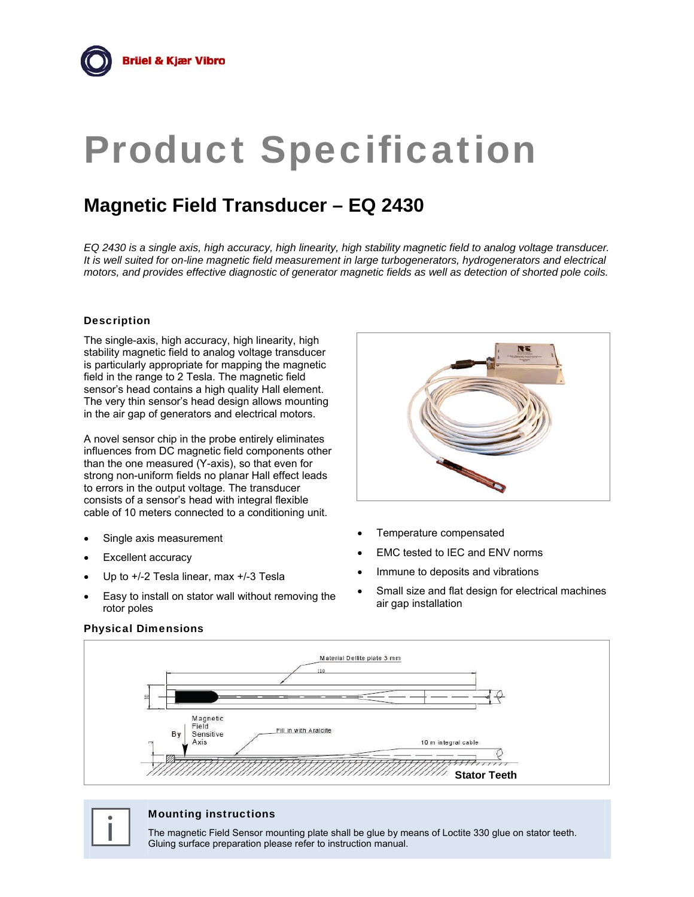Brüel & Kjær Vibro

# Product Specification

## Magnetic Field Transducer – EQ 2430

*EQ 2430 is a single axis, high accuracy, high linearity, high stability magnetic field to analog voltage transducer. It is well suited for on-line magnetic field measurement in large turbogenerators, hydrogenerators and electrical motors, and provides effective diagnostic of generator magnetic fields as well as detection of shorted pole coils.*

### Description

The single-axis, high accuracy, high linearity, high stability magnetic field to analog voltage transducer is particularly appropriate for mapping the magnetic field in the range to 2 Tesla. The magnetic field sensor's head contains a high quality Hall element. The very thin sensor's head design allows mounting in the air gap of generators and electrical motors.

A novel sensor chip in the probe entirely eliminates influences from DC magnetic field components other than the one measured (Y-axis), so that even for strong non-uniform fields no planar Hall effect leads to errors in the output voltage. The transducer consists of a sensor's head with integral flexible cable of 10 meters connected to a conditioning unit.

- Single axis measurement
- Excellent accuracy
- Up to +/-2 Tesla linear, max +/-3 Tesla
- Easy to install on stator wall without removing the rotor poles
- Temperature compensated
- EMC tested to IEC and ENV norms
- Immune to deposits and vibrations
- Small size and flat design for electrical machines air gap installation

### Physical Dimensions

Material Dellite plate 3 mm

110

10

Magnetic Field Sensitive Axis

By

Fill in with Araldite

10 m integral cable

Stator Teeth

### Mounting instructions

The magnetic Field Sensor mounting plate shall be glue by means of Loctite 330 glue on stator teeth. Gluing surface preparation please refer to instruction manual.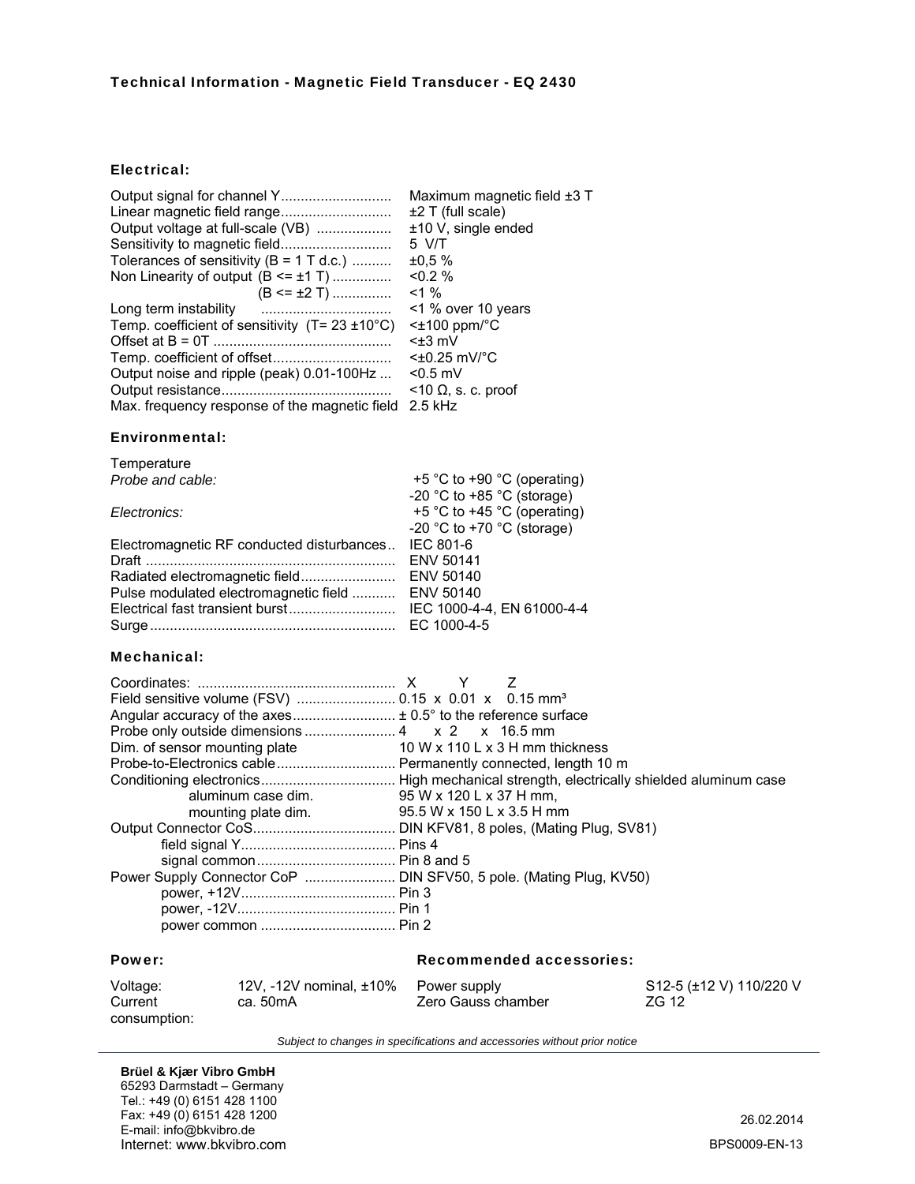### Technical Information - Magnetic Field Transducer - EQ 2430

#### Electrical:

| | |
|---|---|
| Output signal for channel Y............................ | Maximum magnetic field ±3 T |
| Linear magnetic field range............................ | ±2 T (full scale) |
| Output voltage at full-scale (VB) ................... | ±10 V, single ended |
| Sensitivity to magnetic field............................ | 5 V/T |
| Tolerances of sensitivity (B = 1 T d.c.) .......... | ±0,5 % |
| Non Linearity of output (B <= ±1 T) .............. | <0.2 % |
| (B <= ±2 T) .............. | <1 % |
| Long term instability ................................ | <1 % over 10 years |
| Temp. coefficient of sensitivity (T= 23 ±10°C) | <±100 ppm/°C |
| Offset at B = 0T ............................................. | <±3 mV |
| Temp. coefficient of offset.............................. | <±0.25 mV/°C |
| Output noise and ripple (peak) 0.01-100Hz ... | <0.5 mV |
| Output resistance........................................... | <10 Ω, s. c. proof |
| Max. frequency response of the magnetic field | 2.5 kHz |

#### Environmental:

| | |
|---|---|
| Temperature | |
| *Probe and cable:* | +5 °C to +90 °C (operating) |
| | -20 °C to +85 °C (storage) |
| *Electronics:* | +5 °C to +45 °C (operating) |
| | -20 °C to +70 °C (storage) |
| Electromagnetic RF conducted disturbances.. | IEC 801-6 |
| Draft ............................................................... | ENV 50141 |
| Radiated electromagnetic field........................ | ENV 50140 |
| Pulse modulated electromagnetic field ........... | ENV 50140 |
| Electrical fast transient burst........................... | IEC 1000-4-4, EN 61000-4-4 |
| Surge .............................................................. | EC 1000-4-5 |

#### Mechanical:

| | |
|---|---|
| Coordinates: .................................................. | X Y Z |
| Field sensitive volume (FSV) ......................... | 0.15 x 0.01 x 0.15 mm³ |
| Angular accuracy of the axes.......................... | ± 0.5° to the reference surface |
| Probe only outside dimensions ....................... | 4 x 2 x 16.5 mm |
| Dim. of sensor mounting plate | 10 W x 110 L x 3 H mm thickness |
| Probe-to-Electronics cable.............................. | Permanently connected, length 10 m |
| Conditioning electronics.................................. | High mechanical strength, electrically shielded aluminum case |
| aluminum case dim. | 95 W x 120 L x 37 H mm, |
| mounting plate dim. | 95.5 W x 150 L x 3.5 H mm |
| Output Connector CoS.................................... | DIN KFV81, 8 poles, (Mating Plug, SV81) |
| field signal Y....................................... | Pins 4 |
| signal common................................... | Pin 8 and 5 |
| Power Supply Connector CoP ....................... | DIN SFV50, 5 pole. (Mating Plug, KV50) |
| power, +12V....................................... | Pin 3 |
| power, -12V........................................ | Pin 1 |
| power common .................................. | Pin 2 |

#### Power:

| | |
|---|---|
| Voltage: | 12V, -12V nominal, ±10% |
| Current consumption: | ca. 50mA |

#### Recommended accessories:

| | |
|---|---|
| Power supply | S12-5 (±12 V) 110/220 V |
| Zero Gauss chamber | ZG 12 |

*Subject to changes in specifications and accessories without prior notice*

**Brüel & Kjær Vibro GmbH**
65293 Darmstadt – Germany
Tel.: +49 (0) 6151 428 1100
Fax: +49 (0) 6151 428 1200
E-mail: info@bkvibro.de
Internet: www.bkvibro.com

26.02.2014

BPS0009-EN-13